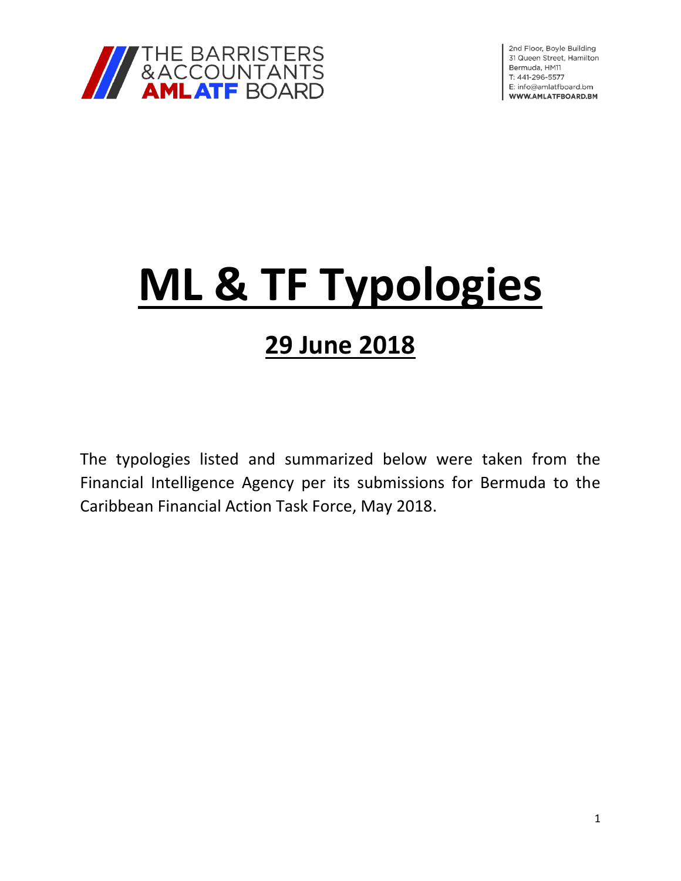THE BARRISTERS & ACCOUNTANTS AML ATF BOARD

2nd Floor, Boyle Building
31 Queen Street, Hamilton
Bermuda, HM11
T: 441-296-5577
E: info@amlatfboard.bm
WWW.AMLATFBOARD.BM

# ML & TF Typologies

## 29 June 2018

The typologies listed and summarized below were taken from the Financial Intelligence Agency per its submissions for Bermuda to the Caribbean Financial Action Task Force, May 2018.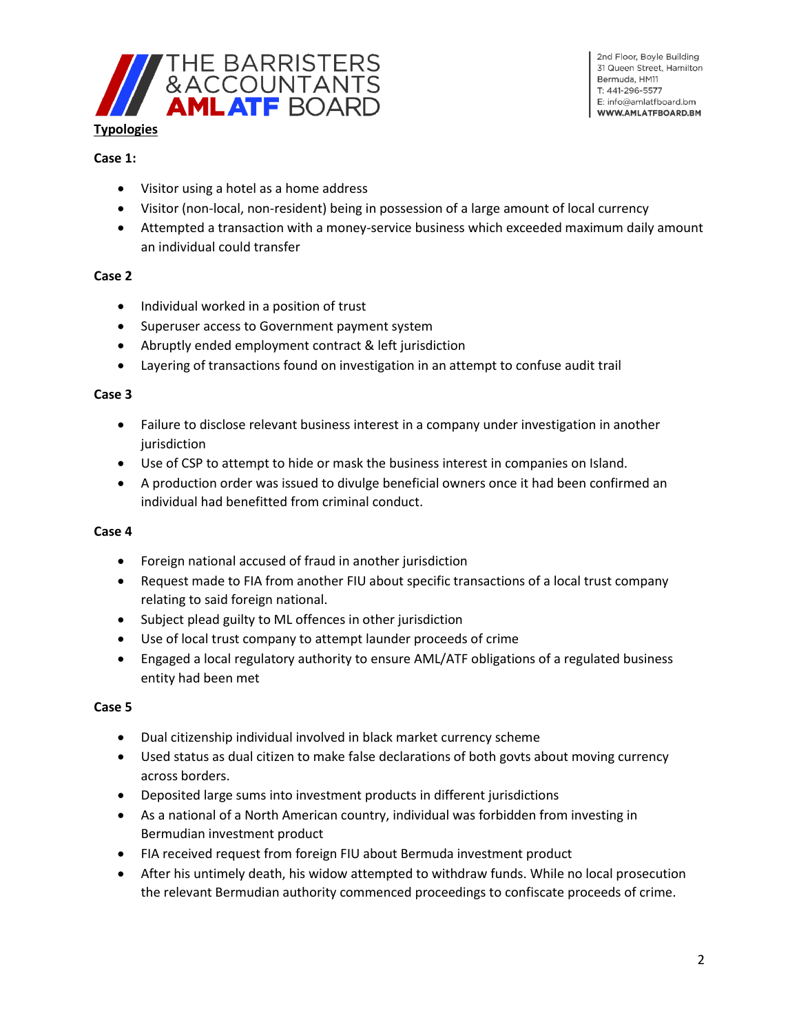**Typologies**

**Case 1:**

- Visitor using a hotel as a home address
- Visitor (non-local, non-resident) being in possession of a large amount of local currency
- Attempted a transaction with a money-service business which exceeded maximum daily amount an individual could transfer

**Case 2**

- Individual worked in a position of trust
- Superuser access to Government payment system
- Abruptly ended employment contract & left jurisdiction
- Layering of transactions found on investigation in an attempt to confuse audit trail

**Case 3**

- Failure to disclose relevant business interest in a company under investigation in another jurisdiction
- Use of CSP to attempt to hide or mask the business interest in companies on Island.
- A production order was issued to divulge beneficial owners once it had been confirmed an individual had benefitted from criminal conduct.

**Case 4**

- Foreign national accused of fraud in another jurisdiction
- Request made to FIA from another FIU about specific transactions of a local trust company relating to said foreign national.
- Subject plead guilty to ML offences in other jurisdiction
- Use of local trust company to attempt launder proceeds of crime
- Engaged a local regulatory authority to ensure AML/ATF obligations of a regulated business entity had been met

**Case 5**

- Dual citizenship individual involved in black market currency scheme
- Used status as dual citizen to make false declarations of both govts about moving currency across borders.
- Deposited large sums into investment products in different jurisdictions
- As a national of a North American country, individual was forbidden from investing in Bermudian investment product
- FIA received request from foreign FIU about Bermuda investment product
- After his untimely death, his widow attempted to withdraw funds. While no local prosecution the relevant Bermudian authority commenced proceedings to confiscate proceeds of crime.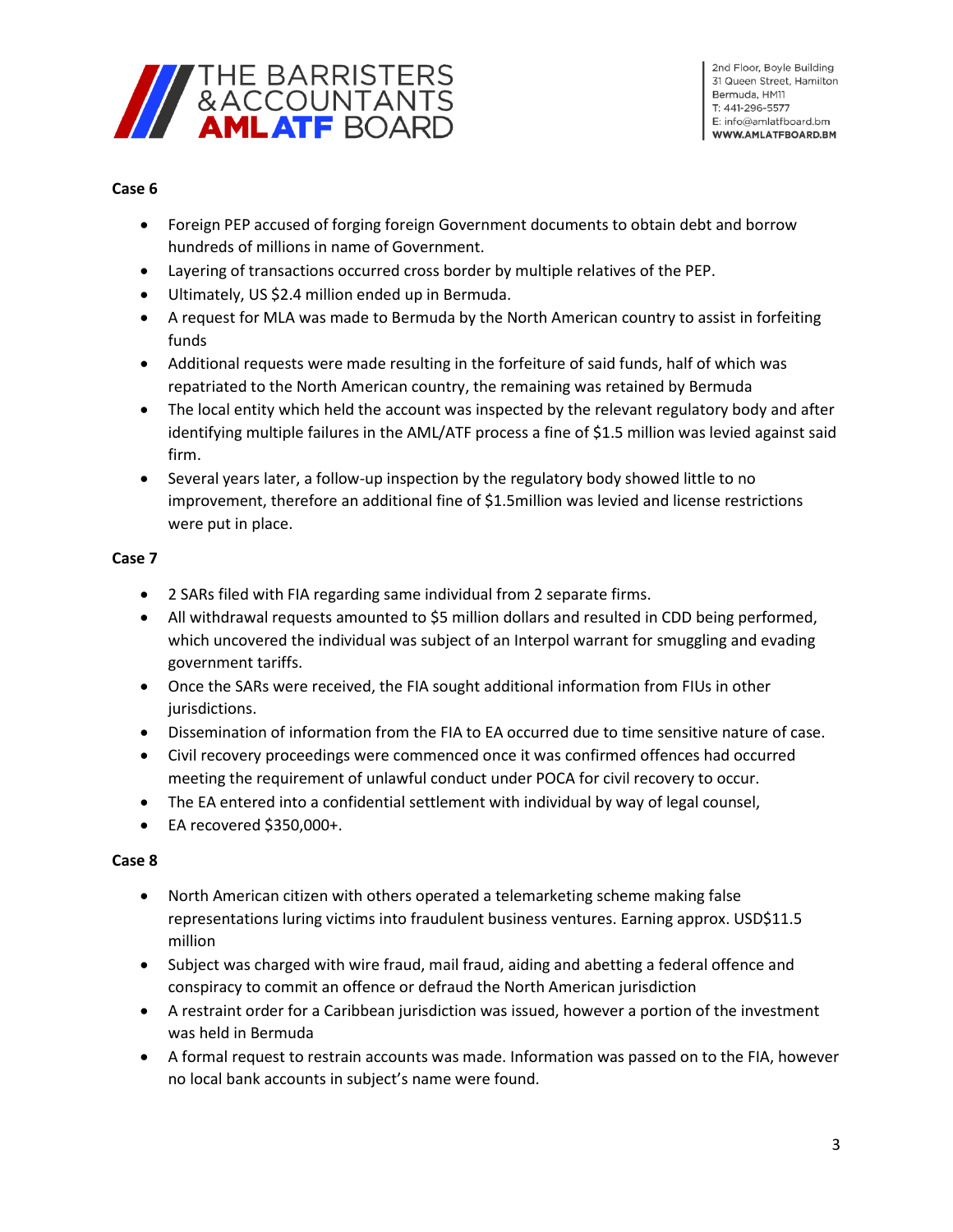**Case 6**

- Foreign PEP accused of forging foreign Government documents to obtain debt and borrow hundreds of millions in name of Government.
- Layering of transactions occurred cross border by multiple relatives of the PEP.
- Ultimately, US $2.4 million ended up in Bermuda.
- A request for MLA was made to Bermuda by the North American country to assist in forfeiting funds
- Additional requests were made resulting in the forfeiture of said funds, half of which was repatriated to the North American country, the remaining was retained by Bermuda
- The local entity which held the account was inspected by the relevant regulatory body and after identifying multiple failures in the AML/ATF process a fine of $1.5 million was levied against said firm.
- Several years later, a follow-up inspection by the regulatory body showed little to no improvement, therefore an additional fine of $1.5million was levied and license restrictions were put in place.

**Case 7**

- 2 SARs filed with FIA regarding same individual from 2 separate firms.
- All withdrawal requests amounted to $5 million dollars and resulted in CDD being performed, which uncovered the individual was subject of an Interpol warrant for smuggling and evading government tariffs.
- Once the SARs were received, the FIA sought additional information from FIUs in other jurisdictions.
- Dissemination of information from the FIA to EA occurred due to time sensitive nature of case.
- Civil recovery proceedings were commenced once it was confirmed offences had occurred meeting the requirement of unlawful conduct under POCA for civil recovery to occur.
- The EA entered into a confidential settlement with individual by way of legal counsel,
- EA recovered $350,000+.

**Case 8**

- North American citizen with others operated a telemarketing scheme making false representations luring victims into fraudulent business ventures. Earning approx. USD$11.5 million
- Subject was charged with wire fraud, mail fraud, aiding and abetting a federal offence and conspiracy to commit an offence or defraud the North American jurisdiction
- A restraint order for a Caribbean jurisdiction was issued, however a portion of the investment was held in Bermuda
- A formal request to restrain accounts was made. Information was passed on to the FIA, however no local bank accounts in subject's name were found.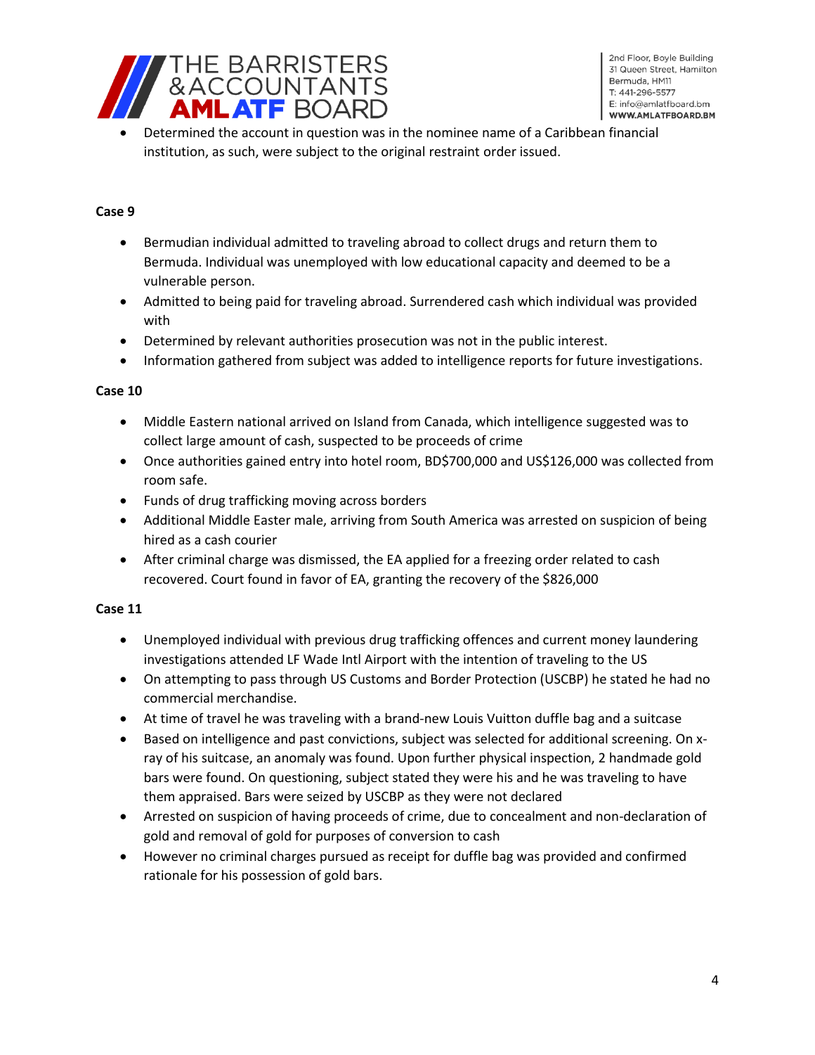- Determined the account in question was in the nominee name of a Caribbean financial institution, as such, were subject to the original restraint order issued.

**Case 9**

- Bermudian individual admitted to traveling abroad to collect drugs and return them to Bermuda. Individual was unemployed with low educational capacity and deemed to be a vulnerable person.
- Admitted to being paid for traveling abroad. Surrendered cash which individual was provided with
- Determined by relevant authorities prosecution was not in the public interest.
- Information gathered from subject was added to intelligence reports for future investigations.

**Case 10**

- Middle Eastern national arrived on Island from Canada, which intelligence suggested was to collect large amount of cash, suspected to be proceeds of crime
- Once authorities gained entry into hotel room, BD$700,000 and US$126,000 was collected from room safe.
- Funds of drug trafficking moving across borders
- Additional Middle Easter male, arriving from South America was arrested on suspicion of being hired as a cash courier
- After criminal charge was dismissed, the EA applied for a freezing order related to cash recovered. Court found in favor of EA, granting the recovery of the $826,000

**Case 11**

- Unemployed individual with previous drug trafficking offences and current money laundering investigations attended LF Wade Intl Airport with the intention of traveling to the US
- On attempting to pass through US Customs and Border Protection (USCBP) he stated he had no commercial merchandise.
- At time of travel he was traveling with a brand-new Louis Vuitton duffle bag and a suitcase
- Based on intelligence and past convictions, subject was selected for additional screening. On x-ray of his suitcase, an anomaly was found. Upon further physical inspection, 2 handmade gold bars were found. On questioning, subject stated they were his and he was traveling to have them appraised. Bars were seized by USCBP as they were not declared
- Arrested on suspicion of having proceeds of crime, due to concealment and non-declaration of gold and removal of gold for purposes of conversion to cash
- However no criminal charges pursued as receipt for duffle bag was provided and confirmed rationale for his possession of gold bars.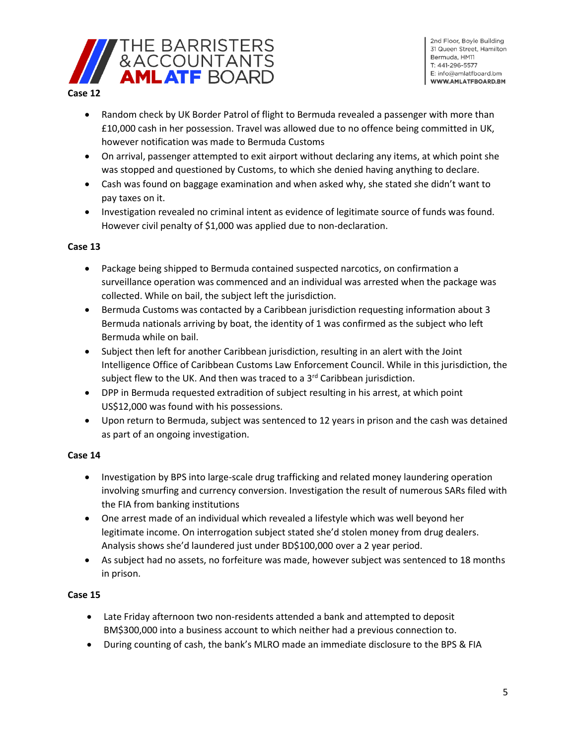**Case 12**

- Random check by UK Border Patrol of flight to Bermuda revealed a passenger with more than £10,000 cash in her possession. Travel was allowed due to no offence being committed in UK, however notification was made to Bermuda Customs
- On arrival, passenger attempted to exit airport without declaring any items, at which point she was stopped and questioned by Customs, to which she denied having anything to declare.
- Cash was found on baggage examination and when asked why, she stated she didn't want to pay taxes on it.
- Investigation revealed no criminal intent as evidence of legitimate source of funds was found. However civil penalty of $1,000 was applied due to non-declaration.

**Case 13**

- Package being shipped to Bermuda contained suspected narcotics, on confirmation a surveillance operation was commenced and an individual was arrested when the package was collected. While on bail, the subject left the jurisdiction.
- Bermuda Customs was contacted by a Caribbean jurisdiction requesting information about 3 Bermuda nationals arriving by boat, the identity of 1 was confirmed as the subject who left Bermuda while on bail.
- Subject then left for another Caribbean jurisdiction, resulting in an alert with the Joint Intelligence Office of Caribbean Customs Law Enforcement Council. While in this jurisdiction, the subject flew to the UK. And then was traced to a 3rd Caribbean jurisdiction.
- DPP in Bermuda requested extradition of subject resulting in his arrest, at which point US$12,000 was found with his possessions.
- Upon return to Bermuda, subject was sentenced to 12 years in prison and the cash was detained as part of an ongoing investigation.

**Case 14**

- Investigation by BPS into large-scale drug trafficking and related money laundering operation involving smurfing and currency conversion. Investigation the result of numerous SARs filed with the FIA from banking institutions
- One arrest made of an individual which revealed a lifestyle which was well beyond her legitimate income. On interrogation subject stated she'd stolen money from drug dealers. Analysis shows she'd laundered just under BD$100,000 over a 2 year period.
- As subject had no assets, no forfeiture was made, however subject was sentenced to 18 months in prison.

**Case 15**

- Late Friday afternoon two non-residents attended a bank and attempted to deposit BM$300,000 into a business account to which neither had a previous connection to.
- During counting of cash, the bank's MLRO made an immediate disclosure to the BPS & FIA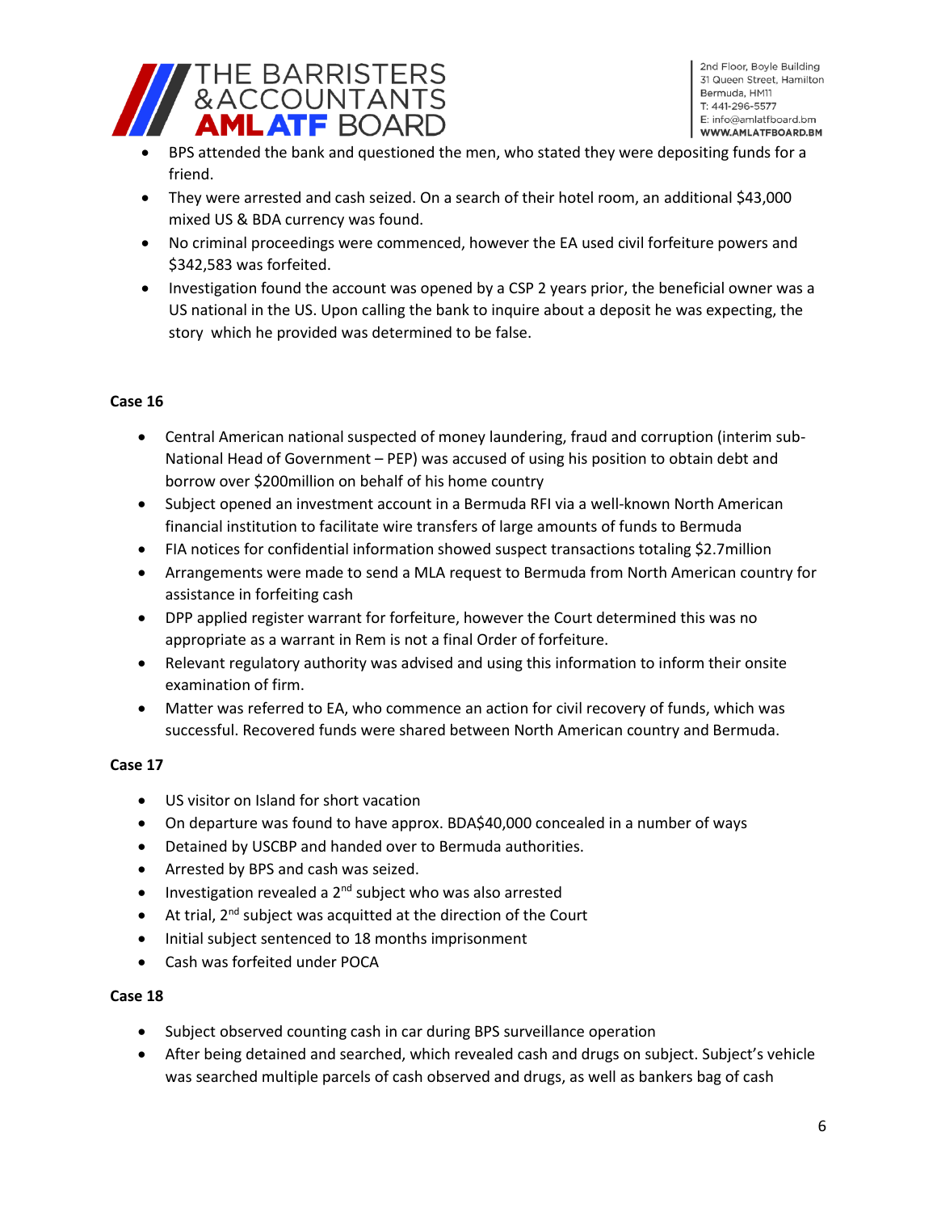- BPS attended the bank and questioned the men, who stated they were depositing funds for a friend.
- They were arrested and cash seized. On a search of their hotel room, an additional $43,000 mixed US & BDA currency was found.
- No criminal proceedings were commenced, however the EA used civil forfeiture powers and $342,583 was forfeited.
- Investigation found the account was opened by a CSP 2 years prior, the beneficial owner was a US national in the US. Upon calling the bank to inquire about a deposit he was expecting, the story which he provided was determined to be false.

**Case 16**

- Central American national suspected of money laundering, fraud and corruption (interim sub-National Head of Government – PEP) was accused of using his position to obtain debt and borrow over $200million on behalf of his home country
- Subject opened an investment account in a Bermuda RFI via a well-known North American financial institution to facilitate wire transfers of large amounts of funds to Bermuda
- FIA notices for confidential information showed suspect transactions totaling $2.7million
- Arrangements were made to send a MLA request to Bermuda from North American country for assistance in forfeiting cash
- DPP applied register warrant for forfeiture, however the Court determined this was no appropriate as a warrant in Rem is not a final Order of forfeiture.
- Relevant regulatory authority was advised and using this information to inform their onsite examination of firm.
- Matter was referred to EA, who commence an action for civil recovery of funds, which was successful. Recovered funds were shared between North American country and Bermuda.

**Case 17**

- US visitor on Island for short vacation
- On departure was found to have approx. BDA$40,000 concealed in a number of ways
- Detained by USCBP and handed over to Bermuda authorities.
- Arrested by BPS and cash was seized.
- Investigation revealed a 2nd subject who was also arrested
- At trial, 2nd subject was acquitted at the direction of the Court
- Initial subject sentenced to 18 months imprisonment
- Cash was forfeited under POCA

**Case 18**

- Subject observed counting cash in car during BPS surveillance operation
- After being detained and searched, which revealed cash and drugs on subject. Subject's vehicle was searched multiple parcels of cash observed and drugs, as well as bankers bag of cash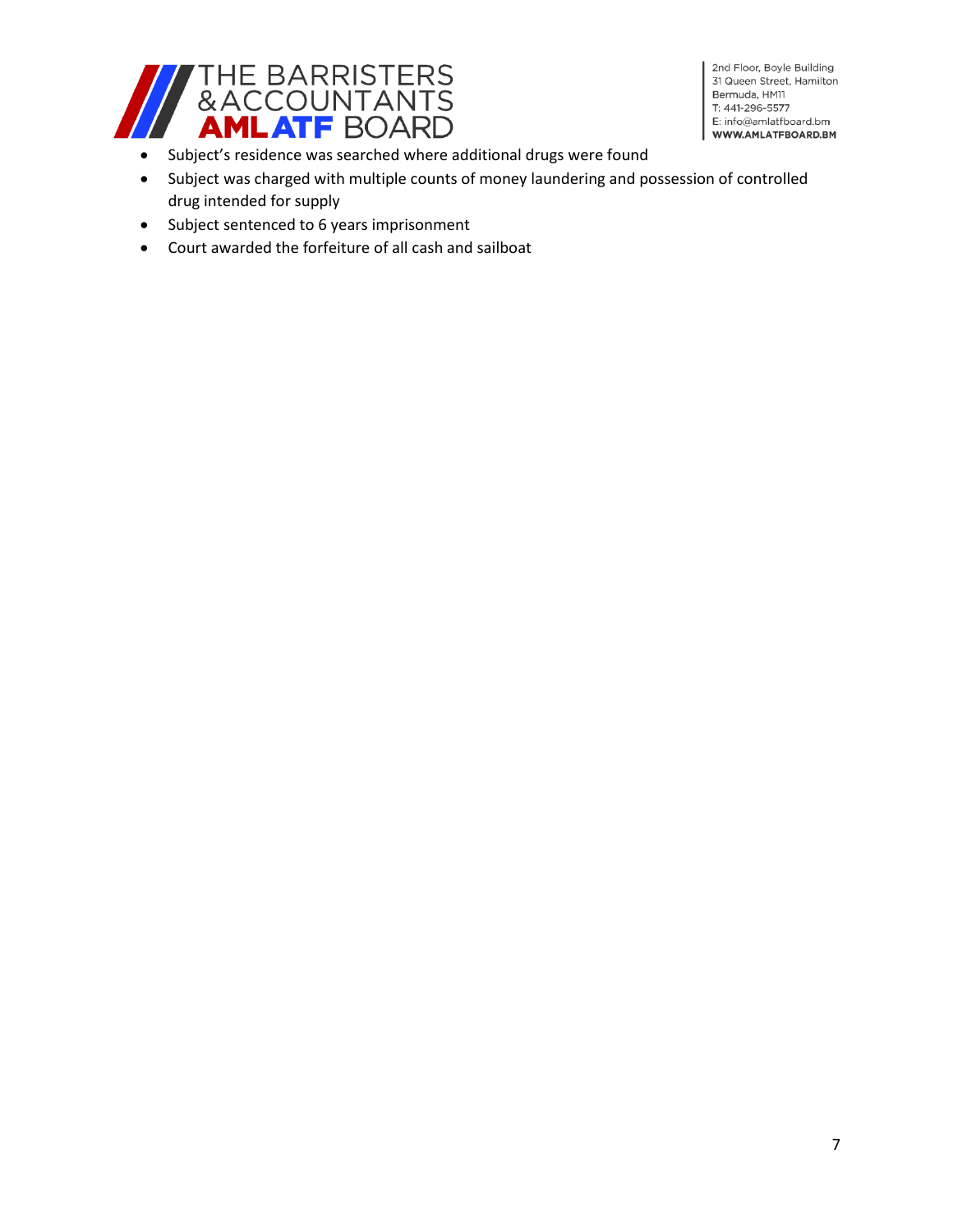- Subject's residence was searched where additional drugs were found
- Subject was charged with multiple counts of money laundering and possession of controlled drug intended for supply
- Subject sentenced to 6 years imprisonment
- Court awarded the forfeiture of all cash and sailboat